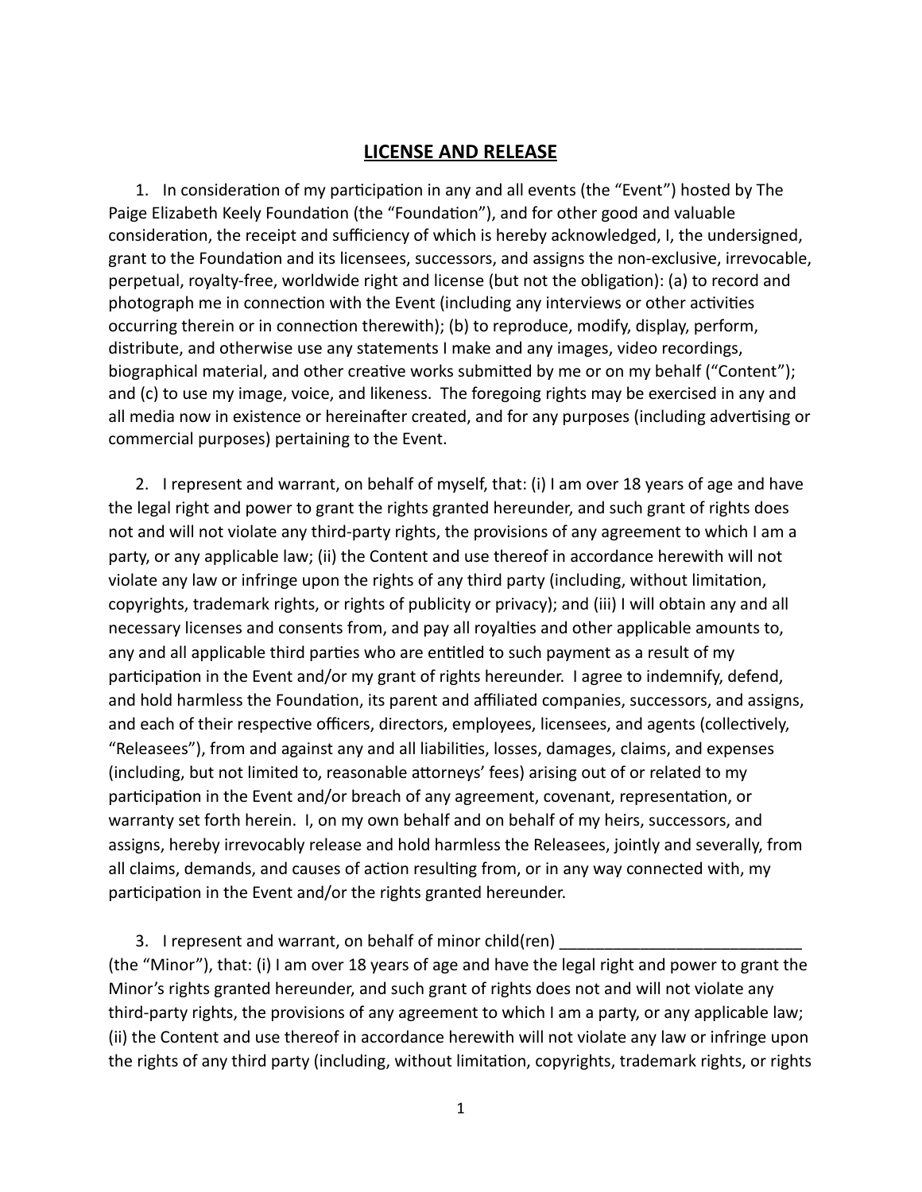# LICENSE AND RELEASE

1. In consideration of my participation in any and all events (the "Event") hosted by The Paige Elizabeth Keely Foundation (the "Foundation"), and for other good and valuable consideration, the receipt and sufficiency of which is hereby acknowledged, I, the undersigned, grant to the Foundation and its licensees, successors, and assigns the non-exclusive, irrevocable, perpetual, royalty-free, worldwide right and license (but not the obligation): (a) to record and photograph me in connection with the Event (including any interviews or other activities occurring therein or in connection therewith); (b) to reproduce, modify, display, perform, distribute, and otherwise use any statements I make and any images, video recordings, biographical material, and other creative works submitted by me or on my behalf ("Content"); and (c) to use my image, voice, and likeness. The foregoing rights may be exercised in any and all media now in existence or hereinafter created, and for any purposes (including advertising or commercial purposes) pertaining to the Event.

2. I represent and warrant, on behalf of myself, that: (i) I am over 18 years of age and have the legal right and power to grant the rights granted hereunder, and such grant of rights does not and will not violate any third-party rights, the provisions of any agreement to which I am a party, or any applicable law; (ii) the Content and use thereof in accordance herewith will not violate any law or infringe upon the rights of any third party (including, without limitation, copyrights, trademark rights, or rights of publicity or privacy); and (iii) I will obtain any and all necessary licenses and consents from, and pay all royalties and other applicable amounts to, any and all applicable third parties who are entitled to such payment as a result of my participation in the Event and/or my grant of rights hereunder. I agree to indemnify, defend, and hold harmless the Foundation, its parent and affiliated companies, successors, and assigns, and each of their respective officers, directors, employees, licensees, and agents (collectively, "Releasees"), from and against any and all liabilities, losses, damages, claims, and expenses (including, but not limited to, reasonable attorneys' fees) arising out of or related to my participation in the Event and/or breach of any agreement, covenant, representation, or warranty set forth herein. I, on my own behalf and on behalf of my heirs, successors, and assigns, hereby irrevocably release and hold harmless the Releasees, jointly and severally, from all claims, demands, and causes of action resulting from, or in any way connected with, my participation in the Event and/or the rights granted hereunder.

3. I represent and warrant, on behalf of minor child(ren) ___________________________ (the "Minor"), that: (i) I am over 18 years of age and have the legal right and power to grant the Minor's rights granted hereunder, and such grant of rights does not and will not violate any third-party rights, the provisions of any agreement to which I am a party, or any applicable law; (ii) the Content and use thereof in accordance herewith will not violate any law or infringe upon the rights of any third party (including, without limitation, copyrights, trademark rights, or rights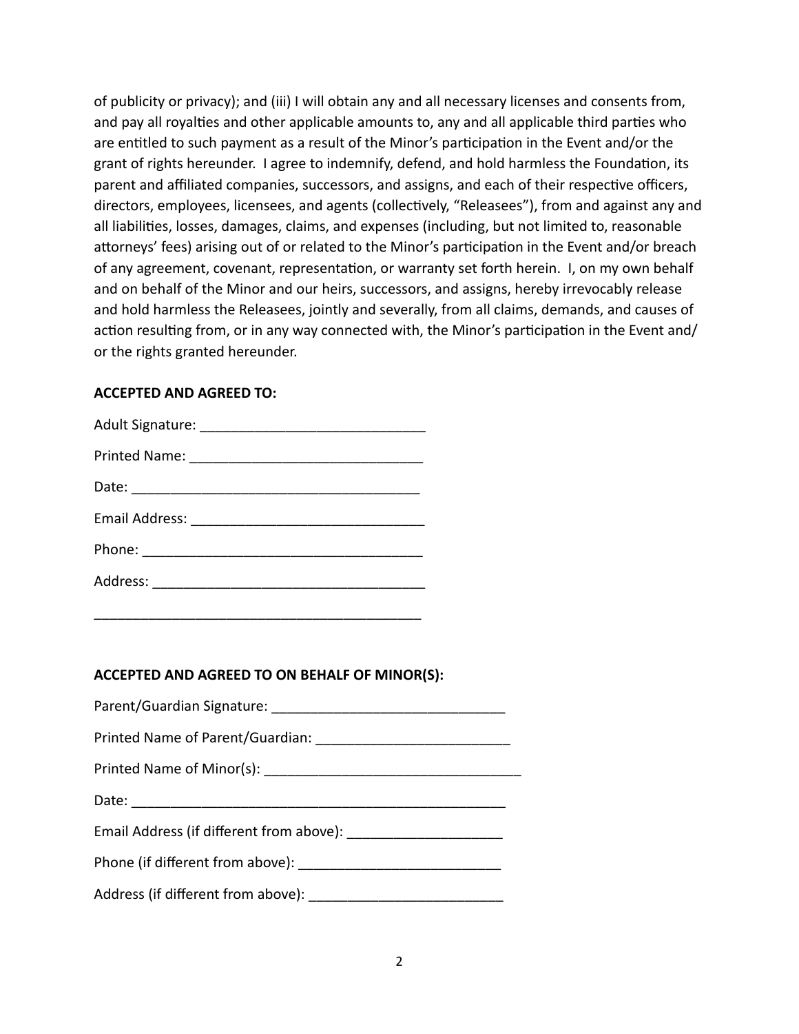of publicity or privacy); and (iii) I will obtain any and all necessary licenses and consents from, and pay all royalties and other applicable amounts to, any and all applicable third parties who are entitled to such payment as a result of the Minor's participation in the Event and/or the grant of rights hereunder. I agree to indemnify, defend, and hold harmless the Foundation, its parent and affiliated companies, successors, and assigns, and each of their respective officers, directors, employees, licensees, and agents (collectively, "Releasees"), from and against any and all liabilities, losses, damages, claims, and expenses (including, but not limited to, reasonable attorneys' fees) arising out of or related to the Minor's participation in the Event and/or breach of any agreement, covenant, representation, or warranty set forth herein. I, on my own behalf and on behalf of the Minor and our heirs, successors, and assigns, hereby irrevocably release and hold harmless the Releasees, jointly and severally, from all claims, demands, and causes of action resulting from, or in any way connected with, the Minor's participation in the Event and/or the rights granted hereunder.

**ACCEPTED AND AGREED TO:**

Adult Signature: ______________________________

Printed Name: _______________________________

Date: _______________________________________

Email Address: ______________________________

Phone: _____________________________________

Address: ____________________________________

____________________________________________

**ACCEPTED AND AGREED TO ON BEHALF OF MINOR(S):**

Parent/Guardian Signature: ______________________________

Printed Name of Parent/Guardian: _________________________

Printed Name of Minor(s): _________________________________

Date: __________________________________________________

Email Address (if different from above): ____________________

Phone (if different from above): __________________________

Address (if different from above): _________________________